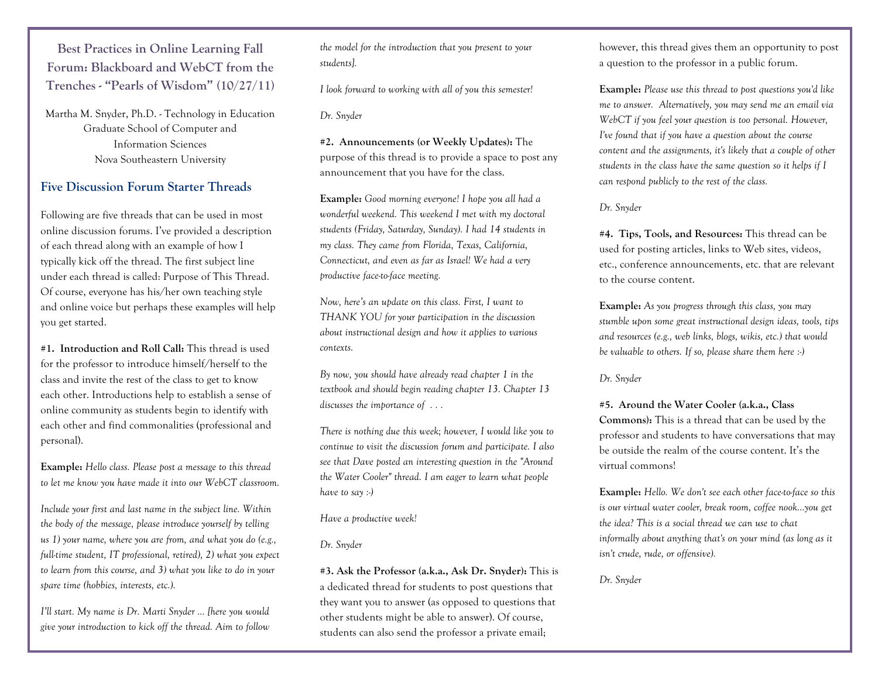# Best Practices in Online Learning Fall Forum: Blackboard and WebCT from the Trenches - "Pearls of Wisdom" (10/27/11)

Martha M. Snyder, Ph.D. - Technology in Education
Graduate School of Computer and Information Sciences
Nova Southeastern University

## Five Discussion Forum Starter Threads

Following are five threads that can be used in most online discussion forums. I've provided a description of each thread along with an example of how I typically kick off the thread. The first subject line under each thread is called: Purpose of This Thread. Of course, everyone has his/her own teaching style and online voice but perhaps these examples will help you get started.

**#1. Introduction and Roll Call:** This thread is used for the professor to introduce himself/herself to the class and invite the rest of the class to get to know each other. Introductions help to establish a sense of online community as students begin to identify with each other and find commonalities (professional and personal).

**Example:** *Hello class. Please post a message to this thread to let me know you have made it into our WebCT classroom.*

*Include your first and last name in the subject line. Within the body of the message, please introduce yourself by telling us 1) your name, where you are from, and what you do (e.g., full-time student, IT professional, retired), 2) what you expect to learn from this course, and 3) what you like to do in your spare time (hobbies, interests, etc.).*

*I'll start. My name is Dr. Marti Snyder ... [here you would give your introduction to kick off the thread. Aim to follow the model for the introduction that you present to your students].*

*I look forward to working with all of you this semester!*

*Dr. Snyder*

**#2. Announcements (or Weekly Updates):** The purpose of this thread is to provide a space to post any announcement that you have for the class.

**Example:** *Good morning everyone! I hope you all had a wonderful weekend. This weekend I met with my doctoral students (Friday, Saturday, Sunday). I had 14 students in my class. They came from Florida, Texas, California, Connecticut, and even as far as Israel! We had a very productive face-to-face meeting.*

*Now, here's an update on this class. First, I want to THANK YOU for your participation in the discussion about instructional design and how it applies to various contexts.*

*By now, you should have already read chapter 1 in the textbook and should begin reading chapter 13. Chapter 13 discusses the importance of . . .*

*There is nothing due this week; however, I would like you to continue to visit the discussion forum and participate. I also see that Dave posted an interesting question in the "Around the Water Cooler" thread. I am eager to learn what people have to say :-)*

*Have a productive week!*

*Dr. Snyder*

**#3. Ask the Professor (a.k.a., Ask Dr. Snyder):** This is a dedicated thread for students to post questions that they want you to answer (as opposed to questions that other students might be able to answer). Of course, students can also send the professor a private email; however, this thread gives them an opportunity to post a question to the professor in a public forum.

**Example:** *Please use this thread to post questions you'd like me to answer. Alternatively, you may send me an email via WebCT if you feel your question is too personal. However, I've found that if you have a question about the course content and the assignments, it's likely that a couple of other students in the class have the same question so it helps if I can respond publicly to the rest of the class.*

*Dr. Snyder*

**#4. Tips, Tools, and Resources:** This thread can be used for posting articles, links to Web sites, videos, etc., conference announcements, etc. that are relevant to the course content.

**Example:** *As you progress through this class, you may stumble upon some great instructional design ideas, tools, tips and resources (e.g., web links, blogs, wikis, etc.) that would be valuable to others. If so, please share them here :-)*

*Dr. Snyder*

**#5. Around the Water Cooler (a.k.a., Class Commons):** This is a thread that can be used by the professor and students to have conversations that may be outside the realm of the course content. It's the virtual commons!

**Example:** *Hello. We don't see each other face-to-face so this is our virtual water cooler, break room, coffee nook...you get the idea? This is a social thread we can use to chat informally about anything that's on your mind (as long as it isn't crude, rude, or offensive).*

*Dr. Snyder*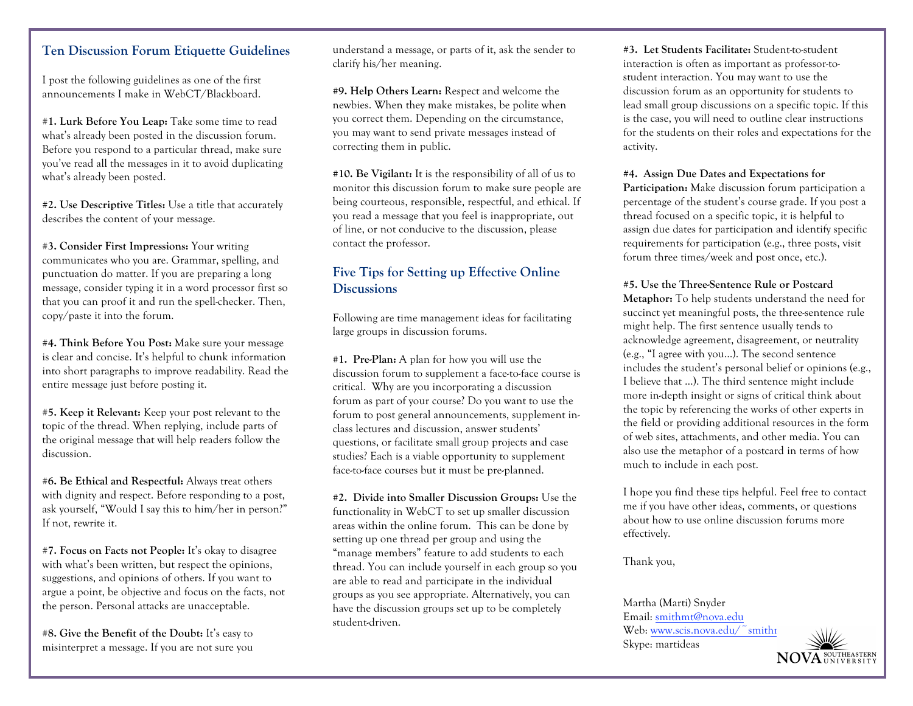## Ten Discussion Forum Etiquette Guidelines

I post the following guidelines as one of the first announcements I make in WebCT/Blackboard.

**#1. Lurk Before You Leap:** Take some time to read what's already been posted in the discussion forum. Before you respond to a particular thread, make sure you've read all the messages in it to avoid duplicating what's already been posted.

**#2. Use Descriptive Titles:** Use a title that accurately describes the content of your message.

**#3. Consider First Impressions:** Your writing communicates who you are. Grammar, spelling, and punctuation do matter. If you are preparing a long message, consider typing it in a word processor first so that you can proof it and run the spell-checker. Then, copy/paste it into the forum.

**#4. Think Before You Post:** Make sure your message is clear and concise. It's helpful to chunk information into short paragraphs to improve readability. Read the entire message just before posting it.

**#5. Keep it Relevant:** Keep your post relevant to the topic of the thread. When replying, include parts of the original message that will help readers follow the discussion.

**#6. Be Ethical and Respectful:** Always treat others with dignity and respect. Before responding to a post, ask yourself, "Would I say this to him/her in person?" If not, rewrite it.

**#7. Focus on Facts not People:** It's okay to disagree with what's been written, but respect the opinions, suggestions, and opinions of others. If you want to argue a point, be objective and focus on the facts, not the person. Personal attacks are unacceptable.

**#8. Give the Benefit of the Doubt:** It's easy to misinterpret a message. If you are not sure you understand a message, or parts of it, ask the sender to clarify his/her meaning.

**#9. Help Others Learn:** Respect and welcome the newbies. When they make mistakes, be polite when you correct them. Depending on the circumstance, you may want to send private messages instead of correcting them in public.

**#10. Be Vigilant:** It is the responsibility of all of us to monitor this discussion forum to make sure people are being courteous, responsible, respectful, and ethical. If you read a message that you feel is inappropriate, out of line, or not conducive to the discussion, please contact the professor.

## Five Tips for Setting up Effective Online Discussions

Following are time management ideas for facilitating large groups in discussion forums.

**#1. Pre-Plan:** A plan for how you will use the discussion forum to supplement a face-to-face course is critical. Why are you incorporating a discussion forum as part of your course? Do you want to use the forum to post general announcements, supplement in-class lectures and discussion, answer students' questions, or facilitate small group projects and case studies? Each is a viable opportunity to supplement face-to-face courses but it must be pre-planned.

**#2. Divide into Smaller Discussion Groups:** Use the functionality in WebCT to set up smaller discussion areas within the online forum. This can be done by setting up one thread per group and using the "manage members" feature to add students to each thread. You can include yourself in each group so you are able to read and participate in the individual groups as you see appropriate. Alternatively, you can have the discussion groups set up to be completely student-driven.

**#3. Let Students Facilitate:** Student-to-student interaction is often as important as professor-to-student interaction. You may want to use the discussion forum as an opportunity for students to lead small group discussions on a specific topic. If this is the case, you will need to outline clear instructions for the students on their roles and expectations for the activity.

**#4. Assign Due Dates and Expectations for Participation:** Make discussion forum participation a percentage of the student's course grade. If you post a thread focused on a specific topic, it is helpful to assign due dates for participation and identify specific requirements for participation (e.g., three posts, visit forum three times/week and post once, etc.).

**#5. Use the Three-Sentence Rule or Postcard Metaphor:** To help students understand the need for succinct yet meaningful posts, the three-sentence rule might help. The first sentence usually tends to acknowledge agreement, disagreement, or neutrality (e.g., "I agree with you…). The second sentence includes the student's personal belief or opinions (e.g., I believe that …). The third sentence might include more in-depth insight or signs of critical think about the topic by referencing the works of other experts in the field or providing additional resources in the form of web sites, attachments, and other media. You can also use the metaphor of a postcard in terms of how much to include in each post.

I hope you find these tips helpful. Feel free to contact me if you have other ideas, comments, or questions about how to use online discussion forums more effectively.

Thank you,

Martha (Marti) Snyder
Email: smithmt@nova.edu
Web: www.scis.nova.edu/~smithı
Skype: martideas

NOVA SOUTHEASTERN UNIVERSITY